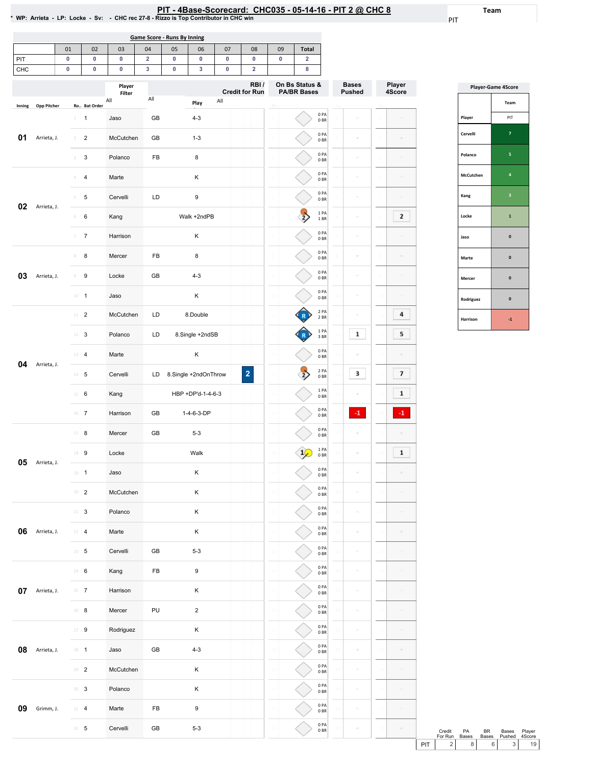# PIT - 4Base-Scorecard: CHC035 - 05-14-16 - PIT 2 @ CHC 8

* WP: Arrieta - LP: Locke - Sv: - CHC rec 27-8 - Rizzo is Top Contributor in CHC win

Team: PIT

## Game Score - Runs By Inning

| | 01 | 02 | 03 | 04 | 05 | 06 | 07 | 08 | 09 | Total |
|---|---|---|---|---|---|---|---|---|---|---|
| PIT | 0 | 0 | 0 | 2 | 0 | 0 | 0 | 0 | 0 | 2 |
| CHC | 0 | 0 | 0 | 3 | 0 | 3 | 0 | 2 | | 8 |

| Inning | Opp Pitcher | Ro.. | Bat Order | Player | | Play | RBI / Credit for Run | On Bs Status & PA/BR Bases | Bases Pushed | Player 4Score |
|---|---|---|---|---|---|---|---|---|---|---|
| 01 | Arrieta, J. | 1 | 1 | Jaso | GB | 4-3 | | 0 PA 0 BR | | |
| | | 2 | 2 | McCutchen | GB | 1-3 | | 0 PA 0 BR | | |
| | | 3 | 3 | Polanco | FB | 8 | | 0 PA 0 BR | | |
| 02 | Arrieta, J. | 4 | 4 | Marte | | K | | 0 PA 0 BR | | |
| | | 5 | 5 | Cervelli | LD | 9 | | 0 PA 0 BR | | |
| | | 6 | 6 | Kang | | Walk +2ndPB | | 1 PA 1 BR | | 2 |
| | | 7 | 7 | Harrison | | K | | 0 PA 0 BR | | |
| 03 | Arrieta, J. | 8 | 8 | Mercer | FB | 8 | | 0 PA 0 BR | | |
| | | 9 | 9 | Locke | GB | 4-3 | | 0 PA 0 BR | | |
| | | 10 | 1 | Jaso | | K | | 0 PA 0 BR | | |
| 04 | Arrieta, J. | 11 | 2 | McCutchen | LD | 8.Double | | 2 PA 2 BR | | 4 |
| | | 12 | 3 | Polanco | LD | 8.Single +2ndSB | | 1 PA 3 BR | 1 | 5 |
| | | 13 | 4 | Marte | | K | | 0 PA 0 BR | | |
| | | 14 | 5 | Cervelli | LD | 8.Single +2ndOnThrow | 2 | 2 PA 0 BR | 3 | 7 |
| | | 15 | 6 | Kang | | HBP +DP'd-1-4-6-3 | | 1 PA 0 BR | | 1 |
| | | 16 | 7 | Harrison | GB | 1-4-6-3-DP | | 0 PA 0 BR | -1 | -1 |
| 05 | Arrieta, J. | 17 | 8 | Mercer | GB | 5-3 | | 0 PA 0 BR | | |
| | | 18 | 9 | Locke | | Walk | | 1 PA 0 BR | | 1 |
| | | 19 | 1 | Jaso | | K | | 0 PA 0 BR | | |
| | | 20 | 2 | McCutchen | | K | | 0 PA 0 BR | | |
| 06 | Arrieta, J. | 21 | 3 | Polanco | | K | | 0 PA 0 BR | | |
| | | 22 | 4 | Marte | | K | | 0 PA 0 BR | | |
| | | 23 | 5 | Cervelli | GB | 5-3 | | 0 PA 0 BR | | |
| 07 | Arrieta, J. | 24 | 6 | Kang | FB | 9 | | 0 PA 0 BR | | |
| | | 25 | 7 | Harrison | | K | | 0 PA 0 BR | | |
| | | 26 | 8 | Mercer | PU | 2 | | 0 PA 0 BR | | |
| 08 | Arrieta, J. | 27 | 9 | Rodriguez | | K | | 0 PA 0 BR | | |
| | | 28 | 1 | Jaso | GB | 4-3 | | 0 PA 0 BR | | |
| | | 29 | 2 | McCutchen | | K | | 0 PA 0 BR | | |
| 09 | Grimm, J. | 30 | 3 | Polanco | | K | | 0 PA 0 BR | | |
| | | 31 | 4 | Marte | FB | 9 | | 0 PA 0 BR | | |
| | | 32 | 5 | Cervelli | GB | 5-3 | | 0 PA 0 BR | | |

## Player-Game 4Score

| Player | PIT |
|---|---|
| Cervelli | 7 |
| Polanco | 5 |
| McCutchen | 4 |
| Kang | 3 |
| Locke | 1 |
| Jaso | 0 |
| Marte | 0 |
| Mercer | 0 |
| Rodriguez | 0 |
| Harrison | -1 |

| | Credit For Run | PA Bases | BR Bases | Bases Pushed | Player 4Score |
|---|---|---|---|---|---|
| PIT | 2 | 8 | 6 | 3 | 19 |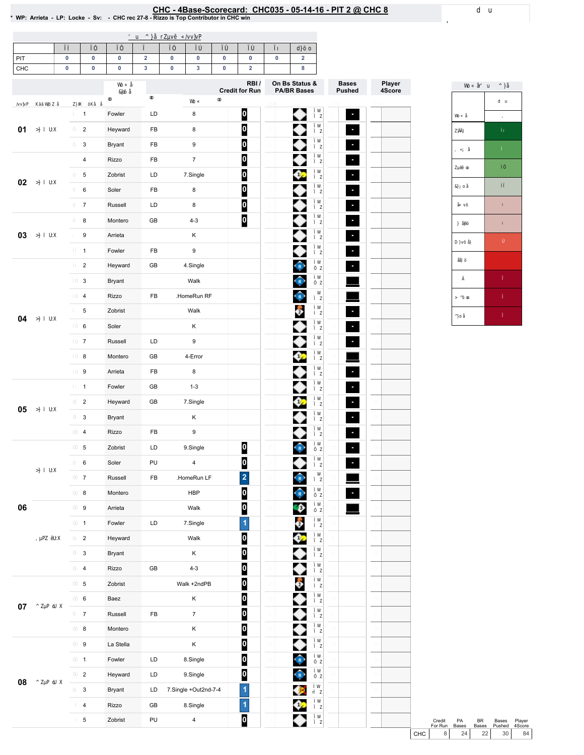# CHC - 4Base-Scorecard: CHC035 - 05-14-16 - PIT 2 @ CHC 8

\* WP: Arrieta - LP: Locke - Sv: - CHC rec 27-8 - Rizzo is Top Contributor in CHC win

| | 01 | 02 | 03 | 04 | 05 | 06 | 07 | 08 | 09 | Total |
|---|---|---|---|---|---|---|---|---|---|---|
| PIT | 0 | 0 | 0 | 2 | 0 | 0 | 0 | 0 | 0 | 2 |
| CHC | 0 | 0 | 0 | 3 | 0 | 3 | 0 | 2 | | 8 |

| Inning | # | Player | | Play | RBI / Credit for Run |
|---|---|---|---|---|---|
| 01 | 1 | Fowler | LD | 8 | 0 |
| | 2 | Heyward | FB | 8 | 0 |
| | 3 | Bryant | FB | 9 | 0 |
| 02 | 4 | Rizzo | FB | 7 | 0 |
| | 5 | Zobrist | LD | 7.Single | 0 |
| | 6 | Soler | FB | 8 | 0 |
| | 7 | Russell | LD | 8 | 0 |
| 03 | 8 | Montero | GB | 4-3 | 0 |
| | 9 | Arrieta | | K | |
| | 1 | Fowler | FB | 9 | |
| 04 | 2 | Heyward | GB | 4.Single | |
| | 3 | Bryant | | Walk | |
| | 4 | Rizzo | FB | .HomeRun RF | |
| | 5 | Zobrist | | Walk | |
| | 6 | Soler | | K | |
| | 7 | Russell | LD | 9 | |
| | 8 | Montero | GB | 4-Error | |
| | 9 | Arrieta | FB | 8 | |
| 05 | 1 | Fowler | GB | 1-3 | |
| | 2 | Heyward | GB | 7.Single | |
| | 3 | Bryant | | K | |
| | 4 | Rizzo | FB | 9 | |
| 06 | 5 | Zobrist | LD | 9.Single | 0 |
| | 6 | Soler | PU | 4 | 0 |
| | 7 | Russell | FB | .HomeRun LF | 2 |
| | 8 | Montero | | HBP | 0 |
| | 9 | Arrieta | | Walk | 0 |
| | 1 | Fowler | LD | 7.Single | 1 |
| | 2 | Heyward | | Walk | 0 |
| | 3 | Bryant | | K | 0 |
| | 4 | Rizzo | GB | 4-3 | 0 |
| 07 | 5 | Zobrist | | Walk +2ndPB | 0 |
| | 6 | Baez | | K | 0 |
| | 7 | Russell | FB | 7 | 0 |
| | 8 | Montero | | K | 0 |
| 08 | 9 | La Stella | | K | 0 |
| | 1 | Fowler | LD | 8.Single | 0 |
| | 2 | Heyward | LD | 9.Single | 0 |
| | 3 | Bryant | LD | 7.Single +Out2nd-7-4 | 1 |
| | 4 | Rizzo | GB | 8.Single | 1 |
| | 5 | Zobrist | PU | 4 | 0 |

| | Credit For Run | PA Bases | BR Bases | Bases Pushed | Player 4Score |
|---|---|---|---|---|---|
| CHC | 8 | 24 | 22 | 30 | 84 |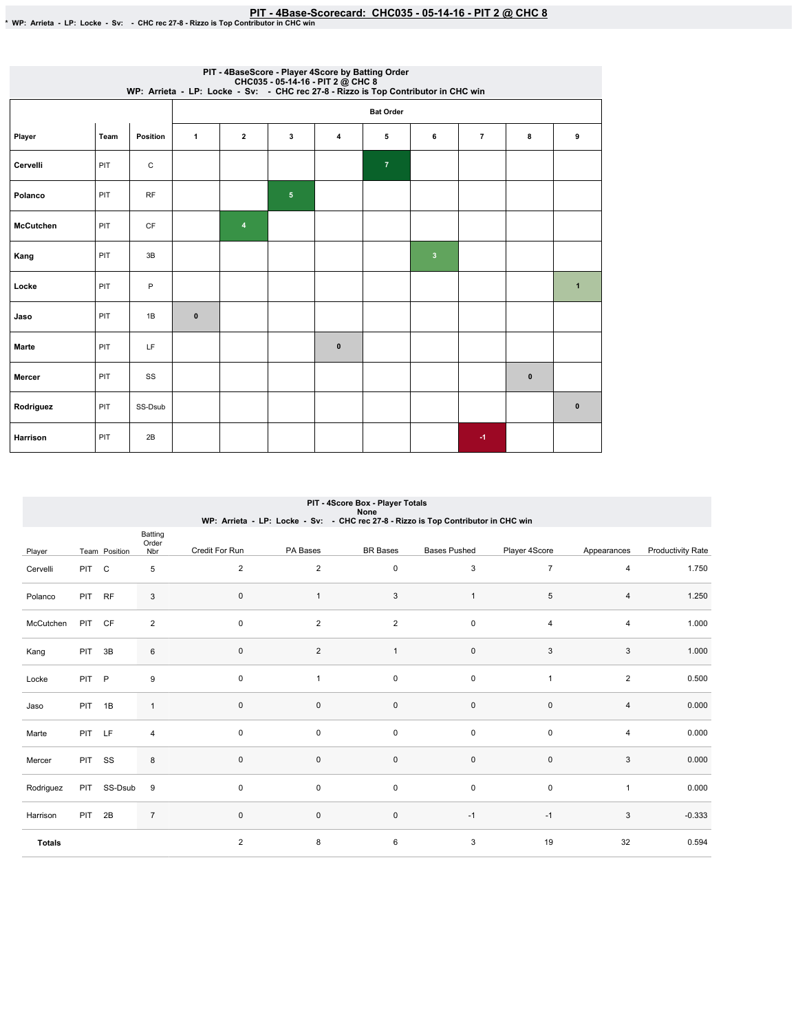# PIT - 4Base-Scorecard: CHC035 - 05-14-16 - PIT 2 @ CHC 8

* WP: Arrieta - LP: Locke - Sv: - CHC rec 27-8 - Rizzo is Top Contributor in CHC win

## PIT - 4BaseScore - Player 4Score by Batting Order
CHC035 - 05-14-16 - PIT 2 @ CHC 8
WP: Arrieta - LP: Locke - Sv: - CHC rec 27-8 - Rizzo is Top Contributor in CHC win

| | | | Bat Order | | | | | | | | |
|---|---|---|---|---|---|---|---|---|---|---|---|
| Player | Team | Position | 1 | 2 | 3 | 4 | 5 | 6 | 7 | 8 | 9 |
| Cervelli | PIT | C | | | | | 7 | | | | |
| Polanco | PIT | RF | | | 5 | | | | | | |
| McCutchen | PIT | CF | | 4 | | | | | | | |
| Kang | PIT | 3B | | | | | | 3 | | | |
| Locke | PIT | P | | | | | | | | | 1 |
| Jaso | PIT | 1B | 0 | | | | | | | | |
| Marte | PIT | LF | | | | 0 | | | | | |
| Mercer | PIT | SS | | | | | | | | 0 | |
| Rodriguez | PIT | SS-Dsub | | | | | | | | | 0 |
| Harrison | PIT | 2B | | | | | | | -1 | | |

## PIT - 4Score Box - Player Totals
None
WP: Arrieta - LP: Locke - Sv: - CHC rec 27-8 - Rizzo is Top Contributor in CHC win

| Player | Team | Position | Batting Order Nbr | Credit For Run | PA Bases | BR Bases | Bases Pushed | Player 4Score | Appearances | Productivity Rate |
|---|---|---|---|---|---|---|---|---|---|---|
| Cervelli | PIT | C | 5 | 2 | 2 | 0 | 3 | 7 | 4 | 1.750 |
| Polanco | PIT | RF | 3 | 0 | 1 | 3 | 1 | 5 | 4 | 1.250 |
| McCutchen | PIT | CF | 2 | 0 | 2 | 2 | 0 | 4 | 4 | 1.000 |
| Kang | PIT | 3B | 6 | 0 | 2 | 1 | 0 | 3 | 3 | 1.000 |
| Locke | PIT | P | 9 | 0 | 1 | 0 | 0 | 1 | 2 | 0.500 |
| Jaso | PIT | 1B | 1 | 0 | 0 | 0 | 0 | 0 | 4 | 0.000 |
| Marte | PIT | LF | 4 | 0 | 0 | 0 | 0 | 0 | 4 | 0.000 |
| Mercer | PIT | SS | 8 | 0 | 0 | 0 | 0 | 0 | 3 | 0.000 |
| Rodriguez | PIT | SS-Dsub | 9 | 0 | 0 | 0 | 0 | 0 | 1 | 0.000 |
| Harrison | PIT | 2B | 7 | 0 | 0 | 0 | -1 | -1 | 3 | -0.333 |
| **Totals** | | | | 2 | 8 | 6 | 3 | 19 | 32 | 0.594 |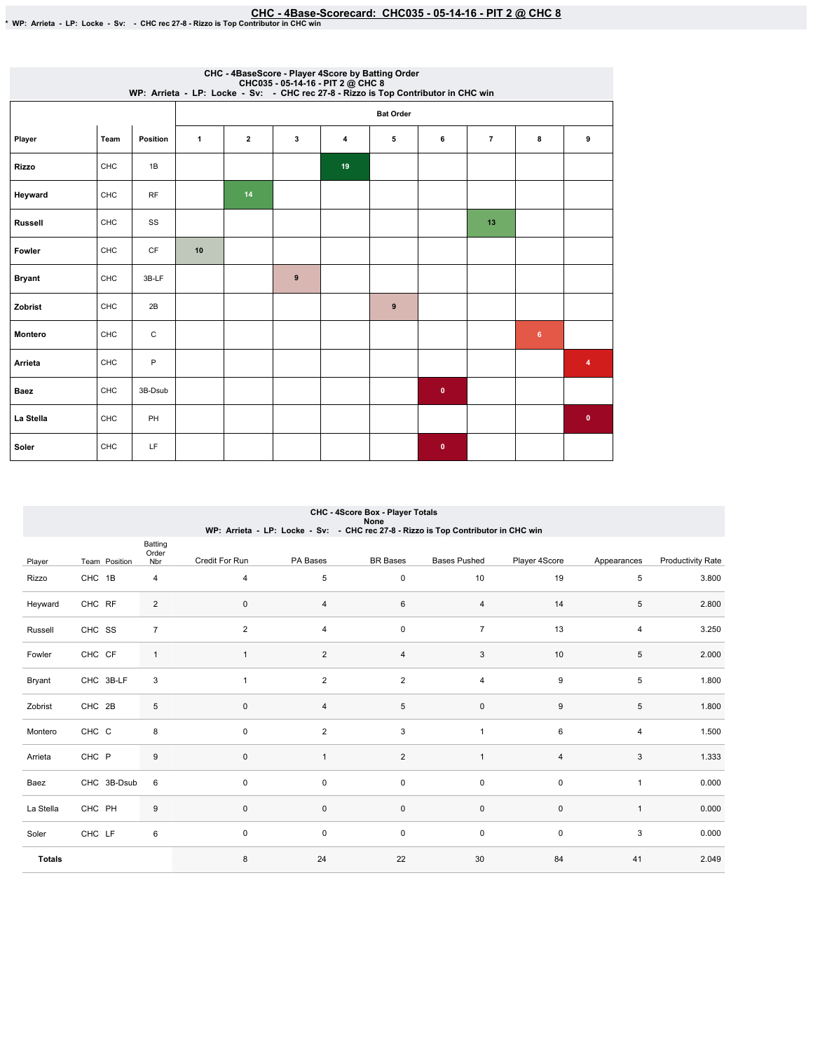# CHC - 4Base-Scorecard: CHC035 - 05-14-16 - PIT 2 @ CHC 8

* WP: Arrieta - LP: Locke - Sv: - CHC rec 27-8 - Rizzo is Top Contributor in CHC win

## CHC - 4BaseScore - Player 4Score by Batting Order
CHC035 - 05-14-16 - PIT 2 @ CHC 8
WP: Arrieta - LP: Locke - Sv: - CHC rec 27-8 - Rizzo is Top Contributor in CHC win

| Player | Team | Position | Bat Order | | | | | | | | |
|---|---|---|---|---|---|---|---|---|---|---|---|
| | | | 1 | 2 | 3 | 4 | 5 | 6 | 7 | 8 | 9 |
| Rizzo | CHC | 1B | | | | 19 | | | | | |
| Heyward | CHC | RF | | 14 | | | | | | | |
| Russell | CHC | SS | | | | | | | 13 | | |
| Fowler | CHC | CF | 10 | | | | | | | | |
| Bryant | CHC | 3B-LF | | | 9 | | | | | | |
| Zobrist | CHC | 2B | | | | | 9 | | | | |
| Montero | CHC | C | | | | | | | | 6 | |
| Arrieta | CHC | P | | | | | | | | | 4 |
| Baez | CHC | 3B-Dsub | | | | | | 0 | | | |
| La Stella | CHC | PH | | | | | | | | | 0 |
| Soler | CHC | LF | | | | | | 0 | | | |

## CHC - 4Score Box - Player Totals
None
WP: Arrieta - LP: Locke - Sv: - CHC rec 27-8 - Rizzo is Top Contributor in CHC win

| Player | Team | Position | Batting Order Nbr | Credit For Run | PA Bases | BR Bases | Bases Pushed | Player 4Score | Appearances | Productivity Rate |
|---|---|---|---|---|---|---|---|---|---|---|
| Rizzo | CHC | 1B | 4 | 4 | 5 | 0 | 10 | 19 | 5 | 3.800 |
| Heyward | CHC | RF | 2 | 0 | 4 | 6 | 4 | 14 | 5 | 2.800 |
| Russell | CHC | SS | 7 | 2 | 4 | 0 | 7 | 13 | 4 | 3.250 |
| Fowler | CHC | CF | 1 | 1 | 2 | 4 | 3 | 10 | 5 | 2.000 |
| Bryant | CHC | 3B-LF | 3 | 1 | 2 | 2 | 4 | 9 | 5 | 1.800 |
| Zobrist | CHC | 2B | 5 | 0 | 4 | 5 | 0 | 9 | 5 | 1.800 |
| Montero | CHC | C | 8 | 0 | 2 | 3 | 1 | 6 | 4 | 1.500 |
| Arrieta | CHC | P | 9 | 0 | 1 | 2 | 1 | 4 | 3 | 1.333 |
| Baez | CHC | 3B-Dsub | 6 | 0 | 0 | 0 | 0 | 0 | 1 | 0.000 |
| La Stella | CHC | PH | 9 | 0 | 0 | 0 | 0 | 0 | 1 | 0.000 |
| Soler | CHC | LF | 6 | 0 | 0 | 0 | 0 | 0 | 3 | 0.000 |
| **Totals** | | | | 8 | 24 | 22 | 30 | 84 | 41 | 2.049 |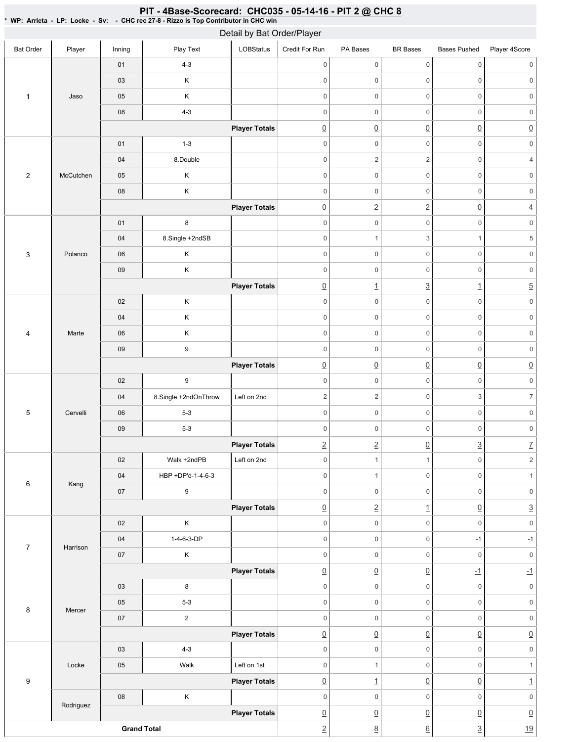# PIT - 4Base-Scorecard: CHC035 - 05-14-16 - PIT 2 @ CHC 8

* WP: Arrieta - LP: Locke - Sv: - CHC rec 27-8 - Rizzo is Top Contributor in CHC win

## Detail by Bat Order/Player

| Bat Order | Player | Inning | Play Text | LOBStatus | Credit For Run | PA Bases | BR Bases | Bases Pushed | Player 4Score |
|---|---|---|---|---|---|---|---|---|---|
| 1 | Jaso | 01 | 4-3 | | 0 | 0 | 0 | 0 | 0 |
| | | 03 | K | | 0 | 0 | 0 | 0 | 0 |
| | | 05 | K | | 0 | 0 | 0 | 0 | 0 |
| | | 08 | 4-3 | | 0 | 0 | 0 | 0 | 0 |
| | | | | **Player Totals** | 0 | 0 | 0 | 0 | 0 |
| 2 | McCutchen | 01 | 1-3 | | 0 | 0 | 0 | 0 | 0 |
| | | 04 | 8.Double | | 0 | 2 | 2 | 0 | 4 |
| | | 05 | K | | 0 | 0 | 0 | 0 | 0 |
| | | 08 | K | | 0 | 0 | 0 | 0 | 0 |
| | | | | **Player Totals** | 0 | 2 | 2 | 0 | 4 |
| 3 | Polanco | 01 | 8 | | 0 | 0 | 0 | 0 | 0 |
| | | 04 | 8.Single +2ndSB | | 0 | 1 | 3 | 1 | 5 |
| | | 06 | K | | 0 | 0 | 0 | 0 | 0 |
| | | 09 | K | | 0 | 0 | 0 | 0 | 0 |
| | | | | **Player Totals** | 0 | 1 | 3 | 1 | 5 |
| 4 | Marte | 02 | K | | 0 | 0 | 0 | 0 | 0 |
| | | 04 | K | | 0 | 0 | 0 | 0 | 0 |
| | | 06 | K | | 0 | 0 | 0 | 0 | 0 |
| | | 09 | 9 | | 0 | 0 | 0 | 0 | 0 |
| | | | | **Player Totals** | 0 | 0 | 0 | 0 | 0 |
| 5 | Cervelli | 02 | 9 | | 0 | 0 | 0 | 0 | 0 |
| | | 04 | 8.Single +2ndOnThrow | Left on 2nd | 2 | 2 | 0 | 3 | 7 |
| | | 06 | 5-3 | | 0 | 0 | 0 | 0 | 0 |
| | | 09 | 5-3 | | 0 | 0 | 0 | 0 | 0 |
| | | | | **Player Totals** | 2 | 2 | 0 | 3 | 7 |
| 6 | Kang | 02 | Walk +2ndPB | Left on 2nd | 0 | 1 | 1 | 0 | 2 |
| | | 04 | HBP +DP'd-1-4-6-3 | | 0 | 1 | 0 | 0 | 1 |
| | | 07 | 9 | | 0 | 0 | 0 | 0 | 0 |
| | | | | **Player Totals** | 0 | 2 | 1 | 0 | 3 |
| 7 | Harrison | 02 | K | | 0 | 0 | 0 | 0 | 0 |
| | | 04 | 1-4-6-3-DP | | 0 | 0 | 0 | -1 | -1 |
| | | 07 | K | | 0 | 0 | 0 | 0 | 0 |
| | | | | **Player Totals** | 0 | 0 | 0 | -1 | -1 |
| 8 | Mercer | 03 | 8 | | 0 | 0 | 0 | 0 | 0 |
| | | 05 | 5-3 | | 0 | 0 | 0 | 0 | 0 |
| | | 07 | 2 | | 0 | 0 | 0 | 0 | 0 |
| | | | | **Player Totals** | 0 | 0 | 0 | 0 | 0 |
| 9 | Locke | 03 | 4-3 | | 0 | 0 | 0 | 0 | 0 |
| | | 05 | Walk | Left on 1st | 0 | 1 | 0 | 0 | 1 |
| | | | | **Player Totals** | 0 | 1 | 0 | 0 | 1 |
| | Rodriguez | 08 | K | | 0 | 0 | 0 | 0 | 0 |
| | | | | **Player Totals** | 0 | 0 | 0 | 0 | 0 |
| **Grand Total** | | | | | 2 | 8 | 6 | 3 | 19 |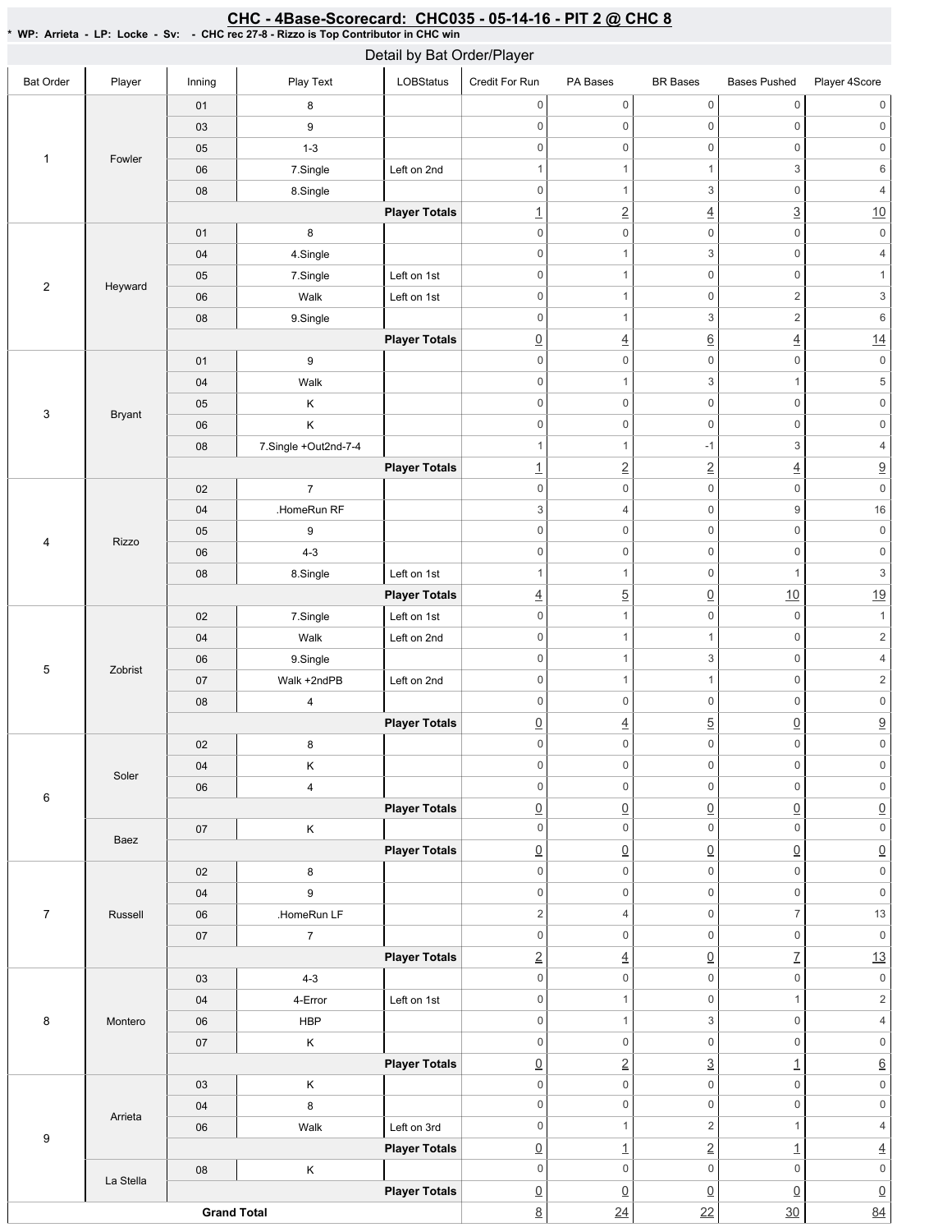# CHC - 4Base-Scorecard: CHC035 - 05-14-16 - PIT 2 @ CHC 8

* WP: Arrieta - LP: Locke - Sv: - CHC rec 27-8 - Rizzo is Top Contributor in CHC win

## Detail by Bat Order/Player

| Bat Order | Player | Inning | Play Text | LOBStatus | Credit For Run | PA Bases | BR Bases | Bases Pushed | Player 4Score |
|---|---|---|---|---|---|---|---|---|---|
| 1 | Fowler | 01 | 8 | | 0 | 0 | 0 | 0 | 0 |
| | | 03 | 9 | | 0 | 0 | 0 | 0 | 0 |
| | | 05 | 1-3 | | 0 | 0 | 0 | 0 | 0 |
| | | 06 | 7.Single | Left on 2nd | 1 | 1 | 1 | 3 | 6 |
| | | 08 | 8.Single | | 0 | 1 | 3 | 0 | 4 |
| | | | | **Player Totals** | 1 | 2 | 4 | 3 | 10 |
| 2 | Heyward | 01 | 8 | | 0 | 0 | 0 | 0 | 0 |
| | | 04 | 4.Single | | 0 | 1 | 3 | 0 | 4 |
| | | 05 | 7.Single | Left on 1st | 0 | 1 | 0 | 0 | 1 |
| | | 06 | Walk | Left on 1st | 0 | 1 | 0 | 2 | 3 |
| | | 08 | 9.Single | | 0 | 1 | 3 | 2 | 6 |
| | | | | **Player Totals** | 0 | 4 | 6 | 4 | 14 |
| 3 | Bryant | 01 | 9 | | 0 | 0 | 0 | 0 | 0 |
| | | 04 | Walk | | 0 | 1 | 3 | 1 | 5 |
| | | 05 | K | | 0 | 0 | 0 | 0 | 0 |
| | | 06 | K | | 0 | 0 | 0 | 0 | 0 |
| | | 08 | 7.Single +Out2nd-7-4 | | 1 | 1 | -1 | 3 | 4 |
| | | | | **Player Totals** | 1 | 2 | 2 | 4 | 9 |
| 4 | Rizzo | 02 | 7 | | 0 | 0 | 0 | 0 | 0 |
| | | 04 | .HomeRun RF | | 3 | 4 | 0 | 9 | 16 |
| | | 05 | 9 | | 0 | 0 | 0 | 0 | 0 |
| | | 06 | 4-3 | | 0 | 0 | 0 | 0 | 0 |
| | | 08 | 8.Single | Left on 1st | 1 | 1 | 0 | 1 | 3 |
| | | | | **Player Totals** | 4 | 5 | 0 | 10 | 19 |
| 5 | Zobrist | 02 | 7.Single | Left on 1st | 0 | 1 | 0 | 0 | 1 |
| | | 04 | Walk | Left on 2nd | 0 | 1 | 1 | 0 | 2 |
| | | 06 | 9.Single | | 0 | 1 | 3 | 0 | 4 |
| | | 07 | Walk +2ndPB | Left on 2nd | 0 | 1 | 1 | 0 | 2 |
| | | 08 | 4 | | 0 | 0 | 0 | 0 | 0 |
| | | | | **Player Totals** | 0 | 4 | 5 | 0 | 9 |
| 6 | Soler | 02 | 8 | | 0 | 0 | 0 | 0 | 0 |
| | | 04 | K | | 0 | 0 | 0 | 0 | 0 |
| | | 06 | 4 | | 0 | 0 | 0 | 0 | 0 |
| | | | | **Player Totals** | 0 | 0 | 0 | 0 | 0 |
| | Baez | 07 | K | | 0 | 0 | 0 | 0 | 0 |
| | | | | **Player Totals** | 0 | 0 | 0 | 0 | 0 |
| 7 | Russell | 02 | 8 | | 0 | 0 | 0 | 0 | 0 |
| | | 04 | 9 | | 0 | 0 | 0 | 0 | 0 |
| | | 06 | .HomeRun LF | | 2 | 4 | 0 | 7 | 13 |
| | | 07 | 7 | | 0 | 0 | 0 | 0 | 0 |
| | | | | **Player Totals** | 2 | 4 | 0 | 7 | 13 |
| 8 | Montero | 03 | 4-3 | | 0 | 0 | 0 | 0 | 0 |
| | | 04 | 4-Error | Left on 1st | 0 | 1 | 0 | 1 | 2 |
| | | 06 | HBP | | 0 | 1 | 3 | 0 | 4 |
| | | 07 | K | | 0 | 0 | 0 | 0 | 0 |
| | | | | **Player Totals** | 0 | 2 | 3 | 1 | 6 |
| 9 | Arrieta | 03 | K | | 0 | 0 | 0 | 0 | 0 |
| | | 04 | 8 | | 0 | 0 | 0 | 0 | 0 |
| | | 06 | Walk | Left on 3rd | 0 | 1 | 2 | 1 | 4 |
| | | | | **Player Totals** | 0 | 1 | 2 | 1 | 4 |
| | La Stella | 08 | K | | 0 | 0 | 0 | 0 | 0 |
| | | | | **Player Totals** | 0 | 0 | 0 | 0 | 0 |
| **Grand Total** | | | | | 8 | 24 | 22 | 30 | 84 |